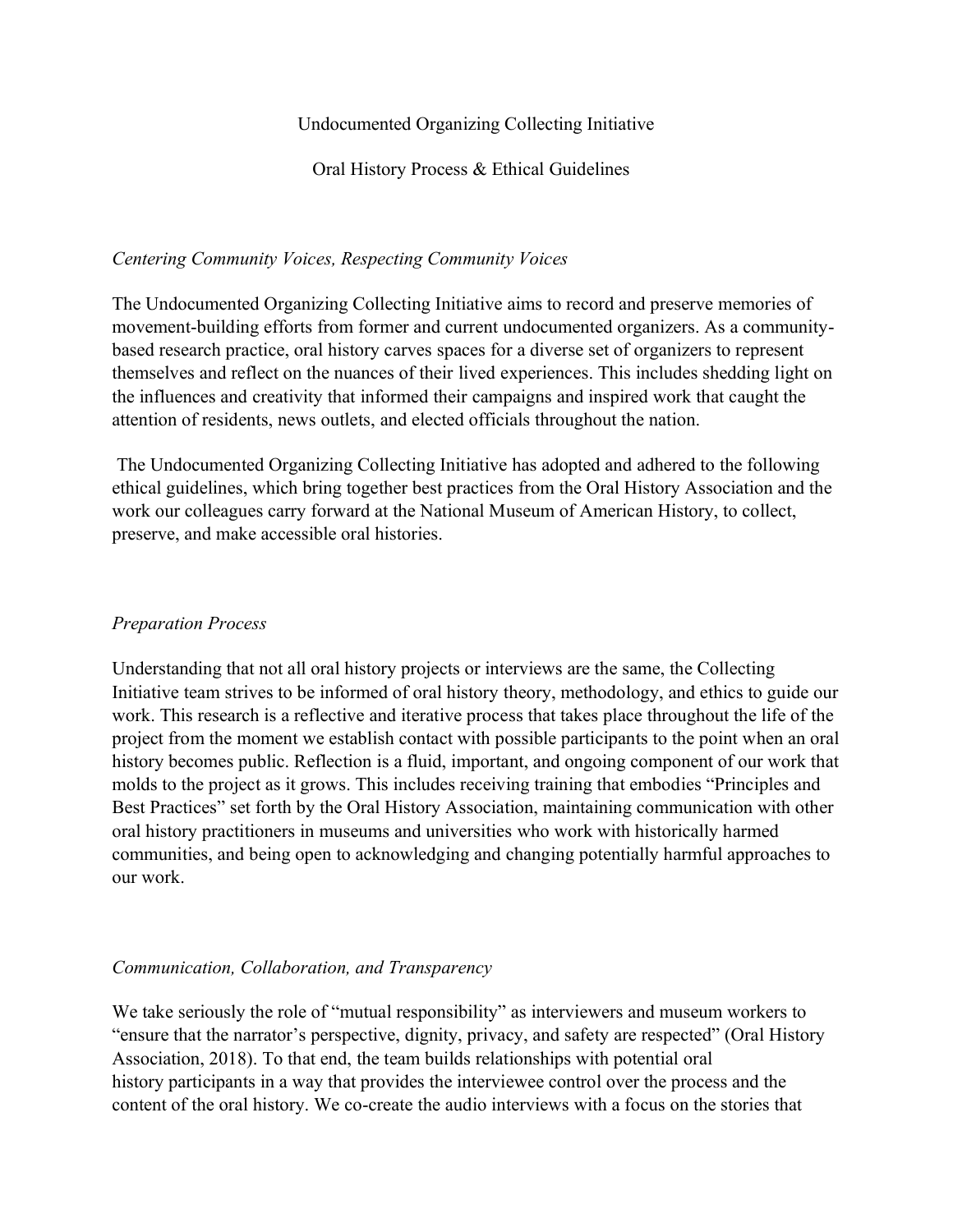# Undocumented Organizing Collecting Initiative

## Oral History Process & Ethical Guidelines

### *Centering Community Voices, Respecting Community Voices*

The Undocumented Organizing Collecting Initiative aims to record and preserve memories of movement-building efforts from former and current undocumented organizers. As a community-based research practice, oral history carves spaces for a diverse set of organizers to represent themselves and reflect on the nuances of their lived experiences. This includes shedding light on the influences and creativity that informed their campaigns and inspired work that caught the attention of residents, news outlets, and elected officials throughout the nation.

The Undocumented Organizing Collecting Initiative has adopted and adhered to the following ethical guidelines, which bring together best practices from the Oral History Association and the work our colleagues carry forward at the National Museum of American History, to collect, preserve, and make accessible oral histories.

### *Preparation Process*

Understanding that not all oral history projects or interviews are the same, the Collecting Initiative team strives to be informed of oral history theory, methodology, and ethics to guide our work. This research is a reflective and iterative process that takes place throughout the life of the project from the moment we establish contact with possible participants to the point when an oral history becomes public. Reflection is a fluid, important, and ongoing component of our work that molds to the project as it grows. This includes receiving training that embodies "Principles and Best Practices" set forth by the Oral History Association, maintaining communication with other oral history practitioners in museums and universities who work with historically harmed communities, and being open to acknowledging and changing potentially harmful approaches to our work.

### *Communication, Collaboration, and Transparency*

We take seriously the role of "mutual responsibility" as interviewers and museum workers to "ensure that the narrator's perspective, dignity, privacy, and safety are respected" (Oral History Association, 2018). To that end, the team builds relationships with potential oral history participants in a way that provides the interviewee control over the process and the content of the oral history. We co-create the audio interviews with a focus on the stories that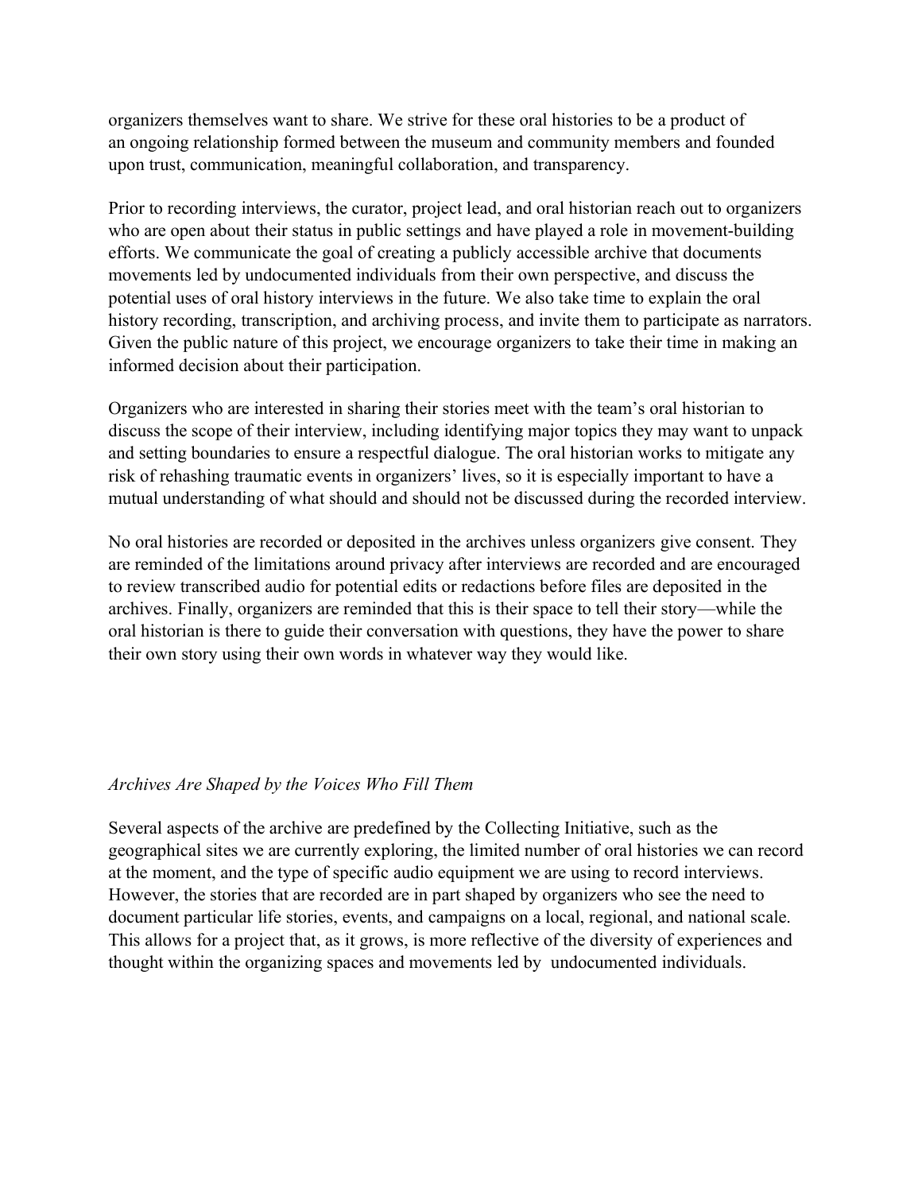organizers themselves want to share. We strive for these oral histories to be a product of an ongoing relationship formed between the museum and community members and founded upon trust, communication, meaningful collaboration, and transparency.

Prior to recording interviews, the curator, project lead, and oral historian reach out to organizers who are open about their status in public settings and have played a role in movement-building efforts. We communicate the goal of creating a publicly accessible archive that documents movements led by undocumented individuals from their own perspective, and discuss the potential uses of oral history interviews in the future. We also take time to explain the oral history recording, transcription, and archiving process, and invite them to participate as narrators. Given the public nature of this project, we encourage organizers to take their time in making an informed decision about their participation.

Organizers who are interested in sharing their stories meet with the team's oral historian to discuss the scope of their interview, including identifying major topics they may want to unpack and setting boundaries to ensure a respectful dialogue. The oral historian works to mitigate any risk of rehashing traumatic events in organizers' lives, so it is especially important to have a mutual understanding of what should and should not be discussed during the recorded interview.

No oral histories are recorded or deposited in the archives unless organizers give consent. They are reminded of the limitations around privacy after interviews are recorded and are encouraged to review transcribed audio for potential edits or redactions before files are deposited in the archives. Finally, organizers are reminded that this is their space to tell their story—while the oral historian is there to guide their conversation with questions, they have the power to share their own story using their own words in whatever way they would like.

*Archives Are Shaped by the Voices Who Fill Them*

Several aspects of the archive are predefined by the Collecting Initiative, such as the geographical sites we are currently exploring, the limited number of oral histories we can record at the moment, and the type of specific audio equipment we are using to record interviews. However, the stories that are recorded are in part shaped by organizers who see the need to document particular life stories, events, and campaigns on a local, regional, and national scale. This allows for a project that, as it grows, is more reflective of the diversity of experiences and thought within the organizing spaces and movements led by undocumented individuals.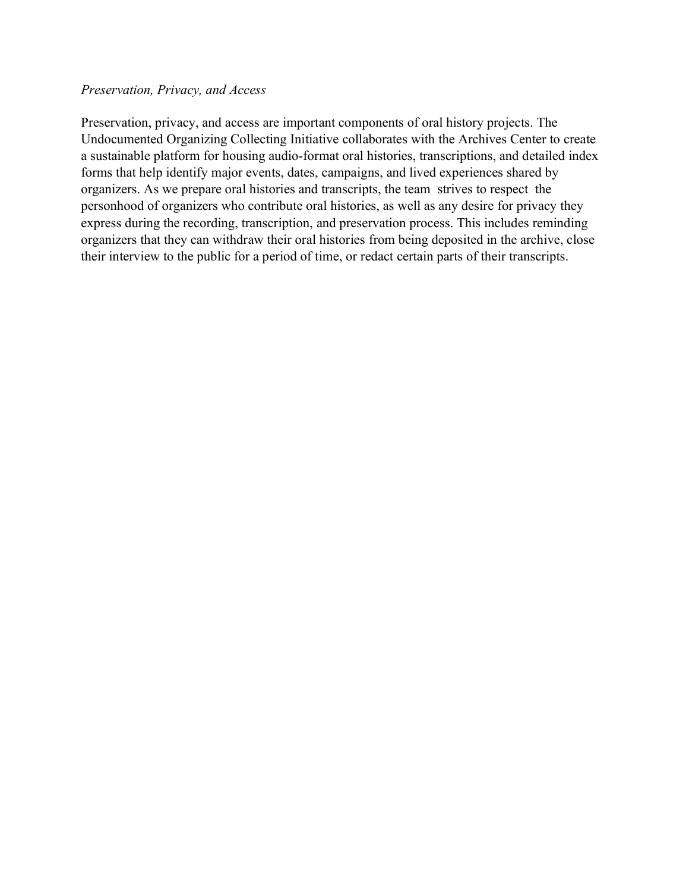*Preservation, Privacy, and Access*

Preservation, privacy, and access are important components of oral history projects. The Undocumented Organizing Collecting Initiative collaborates with the Archives Center to create a sustainable platform for housing audio-format oral histories, transcriptions, and detailed index forms that help identify major events, dates, campaigns, and lived experiences shared by organizers. As we prepare oral histories and transcripts, the team strives to respect the personhood of organizers who contribute oral histories, as well as any desire for privacy they express during the recording, transcription, and preservation process. This includes reminding organizers that they can withdraw their oral histories from being deposited in the archive, close their interview to the public for a period of time, or redact certain parts of their transcripts.